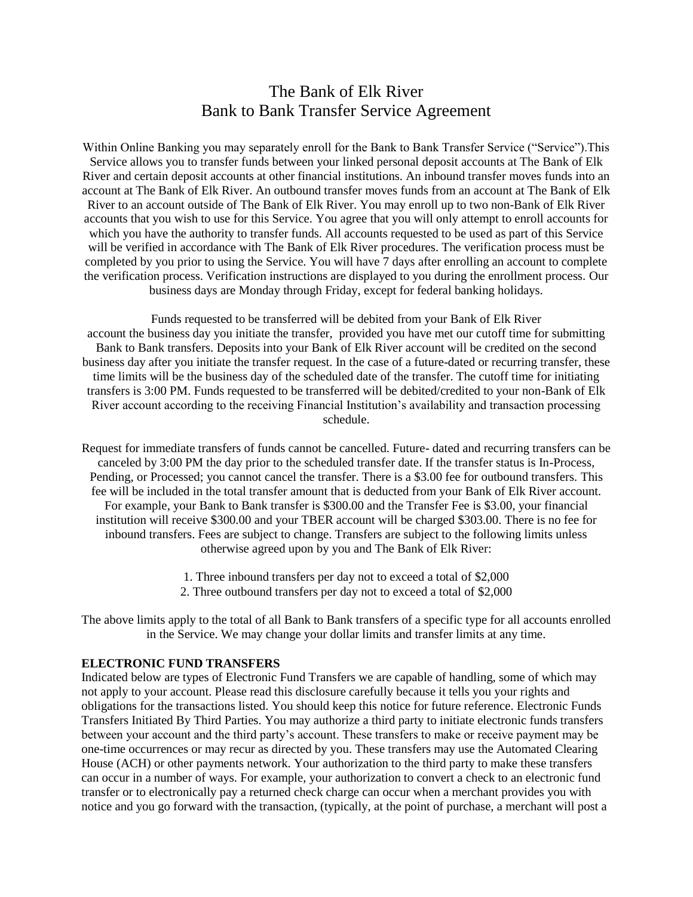# The Bank of Elk River
# Bank to Bank Transfer Service Agreement

Within Online Banking you may separately enroll for the Bank to Bank Transfer Service ("Service").This Service allows you to transfer funds between your linked personal deposit accounts at The Bank of Elk River and certain deposit accounts at other financial institutions. An inbound transfer moves funds into an account at The Bank of Elk River. An outbound transfer moves funds from an account at The Bank of Elk River to an account outside of The Bank of Elk River. You may enroll up to two non-Bank of Elk River accounts that you wish to use for this Service. You agree that you will only attempt to enroll accounts for which you have the authority to transfer funds. All accounts requested to be used as part of this Service will be verified in accordance with The Bank of Elk River procedures. The verification process must be completed by you prior to using the Service. You will have 7 days after enrolling an account to complete the verification process. Verification instructions are displayed to you during the enrollment process. Our business days are Monday through Friday, except for federal banking holidays.

Funds requested to be transferred will be debited from your Bank of Elk River account the business day you initiate the transfer, provided you have met our cutoff time for submitting Bank to Bank transfers. Deposits into your Bank of Elk River account will be credited on the second business day after you initiate the transfer request. In the case of a future-dated or recurring transfer, these time limits will be the business day of the scheduled date of the transfer. The cutoff time for initiating transfers is 3:00 PM. Funds requested to be transferred will be debited/credited to your non-Bank of Elk River account according to the receiving Financial Institution's availability and transaction processing schedule.

Request for immediate transfers of funds cannot be cancelled. Future- dated and recurring transfers can be canceled by 3:00 PM the day prior to the scheduled transfer date. If the transfer status is In-Process, Pending, or Processed; you cannot cancel the transfer. There is a $3.00 fee for outbound transfers. This fee will be included in the total transfer amount that is deducted from your Bank of Elk River account. For example, your Bank to Bank transfer is $300.00 and the Transfer Fee is $3.00, your financial institution will receive $300.00 and your TBER account will be charged $303.00. There is no fee for inbound transfers. Fees are subject to change. Transfers are subject to the following limits unless otherwise agreed upon by you and The Bank of Elk River:

1. Three inbound transfers per day not to exceed a total of $2,000
2. Three outbound transfers per day not to exceed a total of $2,000

The above limits apply to the total of all Bank to Bank transfers of a specific type for all accounts enrolled in the Service. We may change your dollar limits and transfer limits at any time.

**ELECTRONIC FUND TRANSFERS**

Indicated below are types of Electronic Fund Transfers we are capable of handling, some of which may not apply to your account. Please read this disclosure carefully because it tells you your rights and obligations for the transactions listed. You should keep this notice for future reference. Electronic Funds Transfers Initiated By Third Parties. You may authorize a third party to initiate electronic funds transfers between your account and the third party's account. These transfers to make or receive payment may be one-time occurrences or may recur as directed by you. These transfers may use the Automated Clearing House (ACH) or other payments network. Your authorization to the third party to make these transfers can occur in a number of ways. For example, your authorization to convert a check to an electronic fund transfer or to electronically pay a returned check charge can occur when a merchant provides you with notice and you go forward with the transaction, (typically, at the point of purchase, a merchant will post a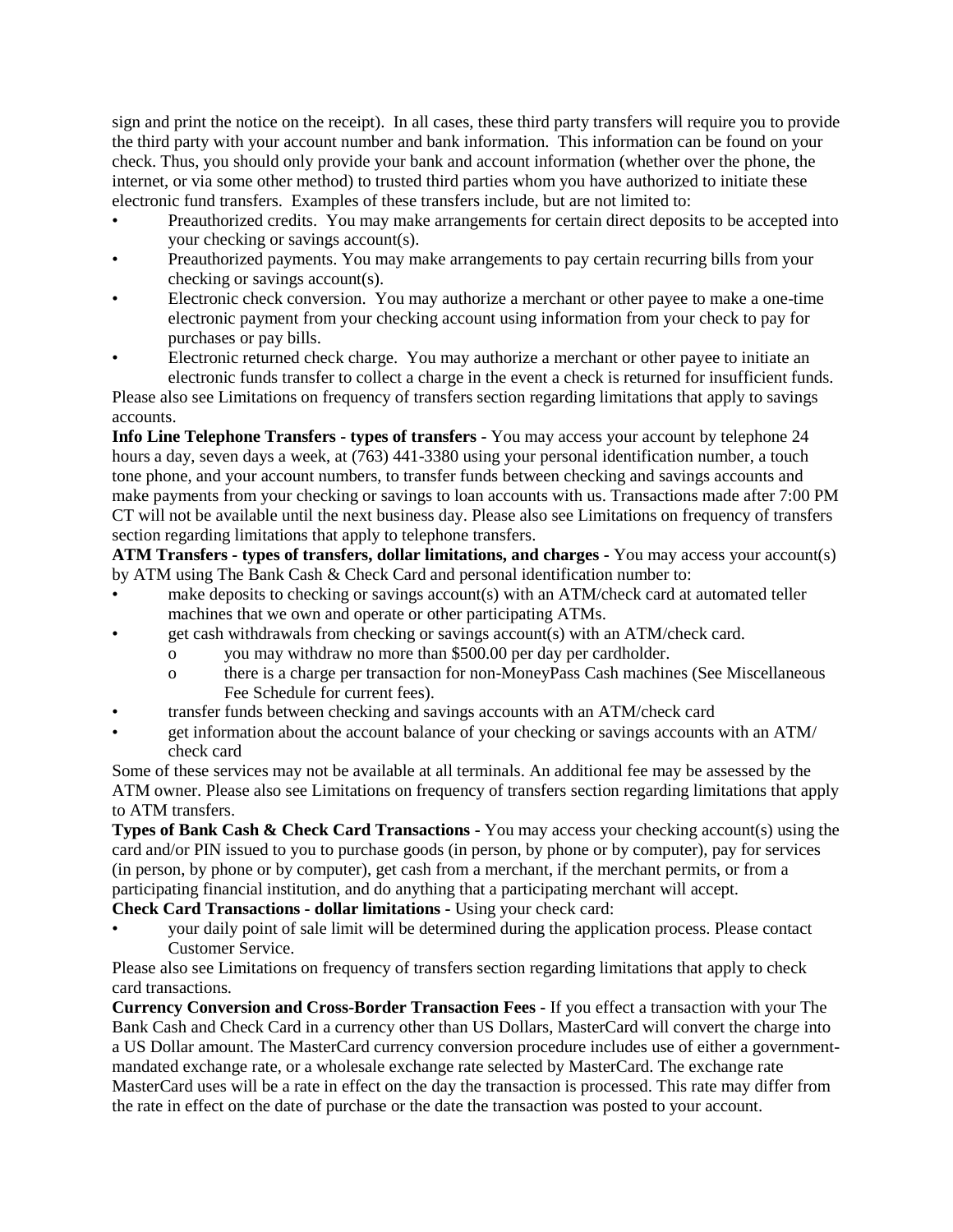sign and print the notice on the receipt). In all cases, these third party transfers will require you to provide the third party with your account number and bank information. This information can be found on your check. Thus, you should only provide your bank and account information (whether over the phone, the internet, or via some other method) to trusted third parties whom you have authorized to initiate these electronic fund transfers. Examples of these transfers include, but are not limited to:

- Preauthorized credits. You may make arrangements for certain direct deposits to be accepted into your checking or savings account(s).
- Preauthorized payments. You may make arrangements to pay certain recurring bills from your checking or savings account(s).
- Electronic check conversion. You may authorize a merchant or other payee to make a one-time electronic payment from your checking account using information from your check to pay for purchases or pay bills.
- Electronic returned check charge. You may authorize a merchant or other payee to initiate an electronic funds transfer to collect a charge in the event a check is returned for insufficient funds.

Please also see Limitations on frequency of transfers section regarding limitations that apply to savings accounts.

**Info Line Telephone Transfers - types of transfers -** You may access your account by telephone 24 hours a day, seven days a week, at (763) 441-3380 using your personal identification number, a touch tone phone, and your account numbers, to transfer funds between checking and savings accounts and make payments from your checking or savings to loan accounts with us. Transactions made after 7:00 PM CT will not be available until the next business day. Please also see Limitations on frequency of transfers section regarding limitations that apply to telephone transfers.

**ATM Transfers - types of transfers, dollar limitations, and charges -** You may access your account(s) by ATM using The Bank Cash & Check Card and personal identification number to:

- make deposits to checking or savings account(s) with an ATM/check card at automated teller machines that we own and operate or other participating ATMs.
- get cash withdrawals from checking or savings account(s) with an ATM/check card.
  - you may withdraw no more than $500.00 per day per cardholder.
  - there is a charge per transaction for non-MoneyPass Cash machines (See Miscellaneous Fee Schedule for current fees).
- transfer funds between checking and savings accounts with an ATM/check card
- get information about the account balance of your checking or savings accounts with an ATM/ check card

Some of these services may not be available at all terminals. An additional fee may be assessed by the ATM owner. Please also see Limitations on frequency of transfers section regarding limitations that apply to ATM transfers.

**Types of Bank Cash & Check Card Transactions -** You may access your checking account(s) using the card and/or PIN issued to you to purchase goods (in person, by phone or by computer), pay for services (in person, by phone or by computer), get cash from a merchant, if the merchant permits, or from a participating financial institution, and do anything that a participating merchant will accept.

**Check Card Transactions - dollar limitations -** Using your check card:

- your daily point of sale limit will be determined during the application process. Please contact Customer Service.

Please also see Limitations on frequency of transfers section regarding limitations that apply to check card transactions.

**Currency Conversion and Cross-Border Transaction Fees -** If you effect a transaction with your The Bank Cash and Check Card in a currency other than US Dollars, MasterCard will convert the charge into a US Dollar amount. The MasterCard currency conversion procedure includes use of either a government-mandated exchange rate, or a wholesale exchange rate selected by MasterCard. The exchange rate MasterCard uses will be a rate in effect on the day the transaction is processed. This rate may differ from the rate in effect on the date of purchase or the date the transaction was posted to your account.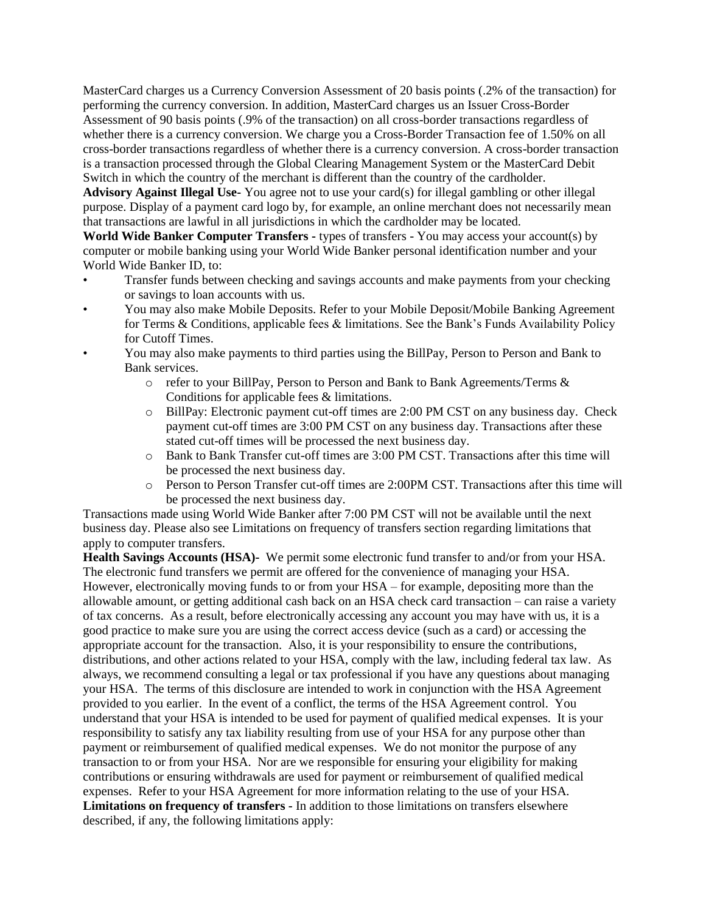MasterCard charges us a Currency Conversion Assessment of 20 basis points (.2% of the transaction) for performing the currency conversion. In addition, MasterCard charges us an Issuer Cross-Border Assessment of 90 basis points (.9% of the transaction) on all cross-border transactions regardless of whether there is a currency conversion. We charge you a Cross-Border Transaction fee of 1.50% on all cross-border transactions regardless of whether there is a currency conversion. A cross-border transaction is a transaction processed through the Global Clearing Management System or the MasterCard Debit Switch in which the country of the merchant is different than the country of the cardholder.

**Advisory Against Illegal Use-** You agree not to use your card(s) for illegal gambling or other illegal purpose. Display of a payment card logo by, for example, an online merchant does not necessarily mean that transactions are lawful in all jurisdictions in which the cardholder may be located.

**World Wide Banker Computer Transfers -** types of transfers - You may access your account(s) by computer or mobile banking using your World Wide Banker personal identification number and your World Wide Banker ID, to:

- Transfer funds between checking and savings accounts and make payments from your checking or savings to loan accounts with us.
- You may also make Mobile Deposits. Refer to your Mobile Deposit/Mobile Banking Agreement for Terms & Conditions, applicable fees & limitations. See the Bank's Funds Availability Policy for Cutoff Times.
- You may also make payments to third parties using the BillPay, Person to Person and Bank to Bank services.
  - refer to your BillPay, Person to Person and Bank to Bank Agreements/Terms & Conditions for applicable fees & limitations.
  - BillPay: Electronic payment cut-off times are 2:00 PM CST on any business day. Check payment cut-off times are 3:00 PM CST on any business day. Transactions after these stated cut-off times will be processed the next business day.
  - Bank to Bank Transfer cut-off times are 3:00 PM CST. Transactions after this time will be processed the next business day.
  - Person to Person Transfer cut-off times are 2:00PM CST. Transactions after this time will be processed the next business day.

Transactions made using World Wide Banker after 7:00 PM CST will not be available until the next business day. Please also see Limitations on frequency of transfers section regarding limitations that apply to computer transfers.

**Health Savings Accounts (HSA)-** We permit some electronic fund transfer to and/or from your HSA. The electronic fund transfers we permit are offered for the convenience of managing your HSA. However, electronically moving funds to or from your HSA – for example, depositing more than the allowable amount, or getting additional cash back on an HSA check card transaction – can raise a variety of tax concerns. As a result, before electronically accessing any account you may have with us, it is a good practice to make sure you are using the correct access device (such as a card) or accessing the appropriate account for the transaction. Also, it is your responsibility to ensure the contributions, distributions, and other actions related to your HSA, comply with the law, including federal tax law. As always, we recommend consulting a legal or tax professional if you have any questions about managing your HSA. The terms of this disclosure are intended to work in conjunction with the HSA Agreement provided to you earlier. In the event of a conflict, the terms of the HSA Agreement control. You understand that your HSA is intended to be used for payment of qualified medical expenses. It is your responsibility to satisfy any tax liability resulting from use of your HSA for any purpose other than payment or reimbursement of qualified medical expenses. We do not monitor the purpose of any transaction to or from your HSA. Nor are we responsible for ensuring your eligibility for making contributions or ensuring withdrawals are used for payment or reimbursement of qualified medical expenses. Refer to your HSA Agreement for more information relating to the use of your HSA.

**Limitations on frequency of transfers -** In addition to those limitations on transfers elsewhere described, if any, the following limitations apply: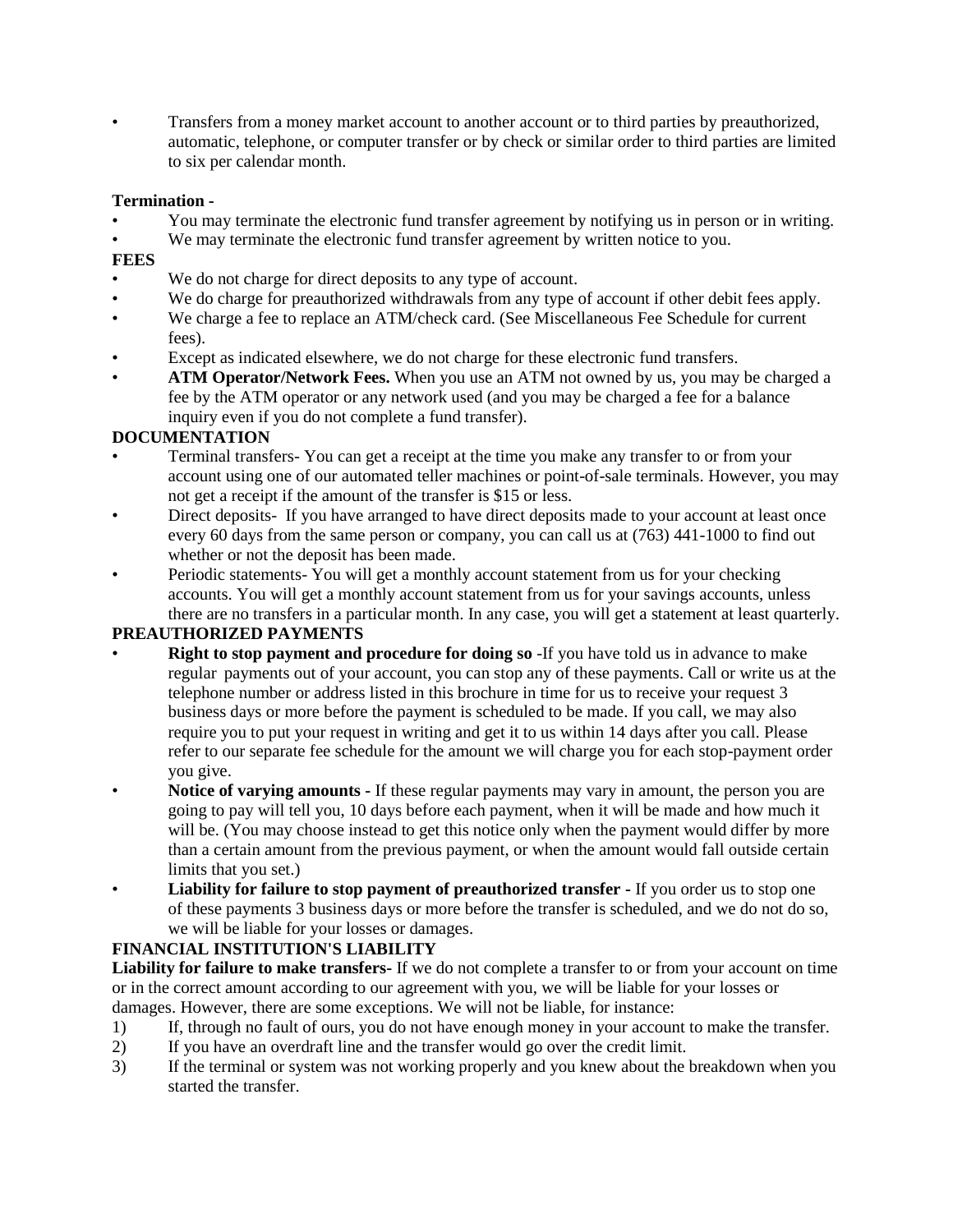- Transfers from a money market account to another account or to third parties by preauthorized, automatic, telephone, or computer transfer or by check or similar order to third parties are limited to six per calendar month.

**Termination -**

- You may terminate the electronic fund transfer agreement by notifying us in person or in writing.
- We may terminate the electronic fund transfer agreement by written notice to you.

**FEES**

- We do not charge for direct deposits to any type of account.
- We do charge for preauthorized withdrawals from any type of account if other debit fees apply.
- We charge a fee to replace an ATM/check card. (See Miscellaneous Fee Schedule for current fees).
- Except as indicated elsewhere, we do not charge for these electronic fund transfers.
- **ATM Operator/Network Fees.** When you use an ATM not owned by us, you may be charged a fee by the ATM operator or any network used (and you may be charged a fee for a balance inquiry even if you do not complete a fund transfer).

**DOCUMENTATION**

- Terminal transfers- You can get a receipt at the time you make any transfer to or from your account using one of our automated teller machines or point-of-sale terminals. However, you may not get a receipt if the amount of the transfer is $15 or less.
- Direct deposits- If you have arranged to have direct deposits made to your account at least once every 60 days from the same person or company, you can call us at (763) 441-1000 to find out whether or not the deposit has been made.
- Periodic statements- You will get a monthly account statement from us for your checking accounts. You will get a monthly account statement from us for your savings accounts, unless there are no transfers in a particular month. In any case, you will get a statement at least quarterly.

**PREAUTHORIZED PAYMENTS**

- **Right to stop payment and procedure for doing so** -If you have told us in advance to make regular payments out of your account, you can stop any of these payments. Call or write us at the telephone number or address listed in this brochure in time for us to receive your request 3 business days or more before the payment is scheduled to be made. If you call, we may also require you to put your request in writing and get it to us within 14 days after you call. Please refer to our separate fee schedule for the amount we will charge you for each stop-payment order you give.
- **Notice of varying amounts -** If these regular payments may vary in amount, the person you are going to pay will tell you, 10 days before each payment, when it will be made and how much it will be. (You may choose instead to get this notice only when the payment would differ by more than a certain amount from the previous payment, or when the amount would fall outside certain limits that you set.)
- **Liability for failure to stop payment of preauthorized transfer -** If you order us to stop one of these payments 3 business days or more before the transfer is scheduled, and we do not do so, we will be liable for your losses or damages.

**FINANCIAL INSTITUTION'S LIABILITY**

**Liability for failure to make transfers-** If we do not complete a transfer to or from your account on time or in the correct amount according to our agreement with you, we will be liable for your losses or damages. However, there are some exceptions. We will not be liable, for instance:

1) If, through no fault of ours, you do not have enough money in your account to make the transfer.
2) If you have an overdraft line and the transfer would go over the credit limit.
3) If the terminal or system was not working properly and you knew about the breakdown when you started the transfer.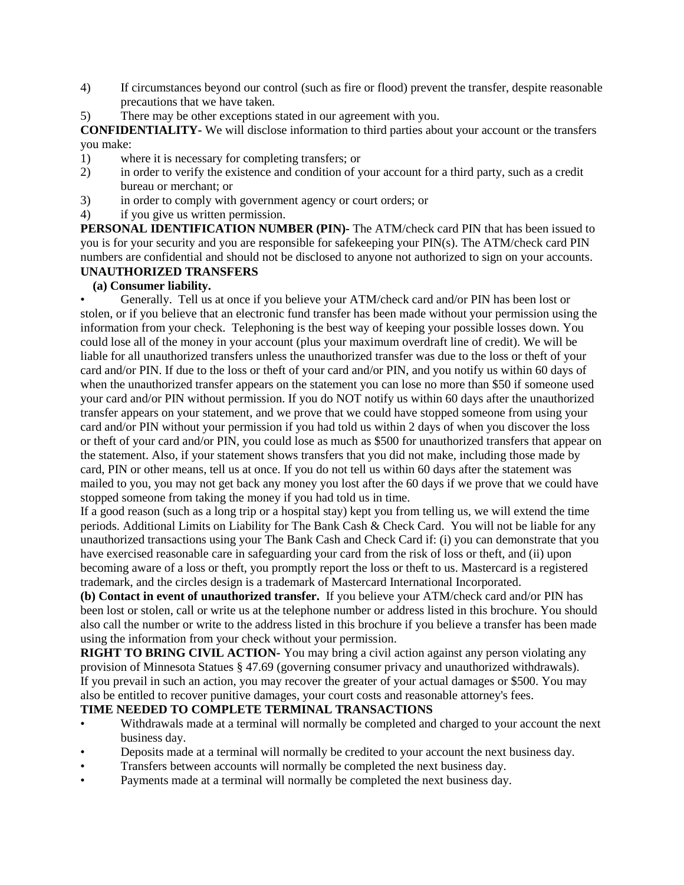4) If circumstances beyond our control (such as fire or flood) prevent the transfer, despite reasonable precautions that we have taken.
5) There may be other exceptions stated in our agreement with you.

**CONFIDENTIALITY-** We will disclose information to third parties about your account or the transfers you make:

1) where it is necessary for completing transfers; or
2) in order to verify the existence and condition of your account for a third party, such as a credit bureau or merchant; or
3) in order to comply with government agency or court orders; or
4) if you give us written permission.

**PERSONAL IDENTIFICATION NUMBER (PIN)-** The ATM/check card PIN that has been issued to you is for your security and you are responsible for safekeeping your PIN(s). The ATM/check card PIN numbers are confidential and should not be disclosed to anyone not authorized to sign on your accounts.

**UNAUTHORIZED TRANSFERS**

**(a) Consumer liability.**

- Generally. Tell us at once if you believe your ATM/check card and/or PIN has been lost or stolen, or if you believe that an electronic fund transfer has been made without your permission using the information from your check. Telephoning is the best way of keeping your possible losses down. You could lose all of the money in your account (plus your maximum overdraft line of credit). We will be liable for all unauthorized transfers unless the unauthorized transfer was due to the loss or theft of your card and/or PIN. If due to the loss or theft of your card and/or PIN, and you notify us within 60 days of when the unauthorized transfer appears on the statement you can lose no more than $50 if someone used your card and/or PIN without permission. If you do NOT notify us within 60 days after the unauthorized transfer appears on your statement, and we prove that we could have stopped someone from using your card and/or PIN without your permission if you had told us within 2 days of when you discover the loss or theft of your card and/or PIN, you could lose as much as $500 for unauthorized transfers that appear on the statement. Also, if your statement shows transfers that you did not make, including those made by card, PIN or other means, tell us at once. If you do not tell us within 60 days after the statement was mailed to you, you may not get back any money you lost after the 60 days if we prove that we could have stopped someone from taking the money if you had told us in time.

If a good reason (such as a long trip or a hospital stay) kept you from telling us, we will extend the time periods. Additional Limits on Liability for The Bank Cash & Check Card. You will not be liable for any unauthorized transactions using your The Bank Cash and Check Card if: (i) you can demonstrate that you have exercised reasonable care in safeguarding your card from the risk of loss or theft, and (ii) upon becoming aware of a loss or theft, you promptly report the loss or theft to us. Mastercard is a registered trademark, and the circles design is a trademark of Mastercard International Incorporated.

**(b) Contact in event of unauthorized transfer.** If you believe your ATM/check card and/or PIN has been lost or stolen, call or write us at the telephone number or address listed in this brochure. You should also call the number or write to the address listed in this brochure if you believe a transfer has been made using the information from your check without your permission.

**RIGHT TO BRING CIVIL ACTION-** You may bring a civil action against any person violating any provision of Minnesota Statues § 47.69 (governing consumer privacy and unauthorized withdrawals). If you prevail in such an action, you may recover the greater of your actual damages or $500. You may also be entitled to recover punitive damages, your court costs and reasonable attorney's fees.

**TIME NEEDED TO COMPLETE TERMINAL TRANSACTIONS**

- Withdrawals made at a terminal will normally be completed and charged to your account the next business day.
- Deposits made at a terminal will normally be credited to your account the next business day.
- Transfers between accounts will normally be completed the next business day.
- Payments made at a terminal will normally be completed the next business day.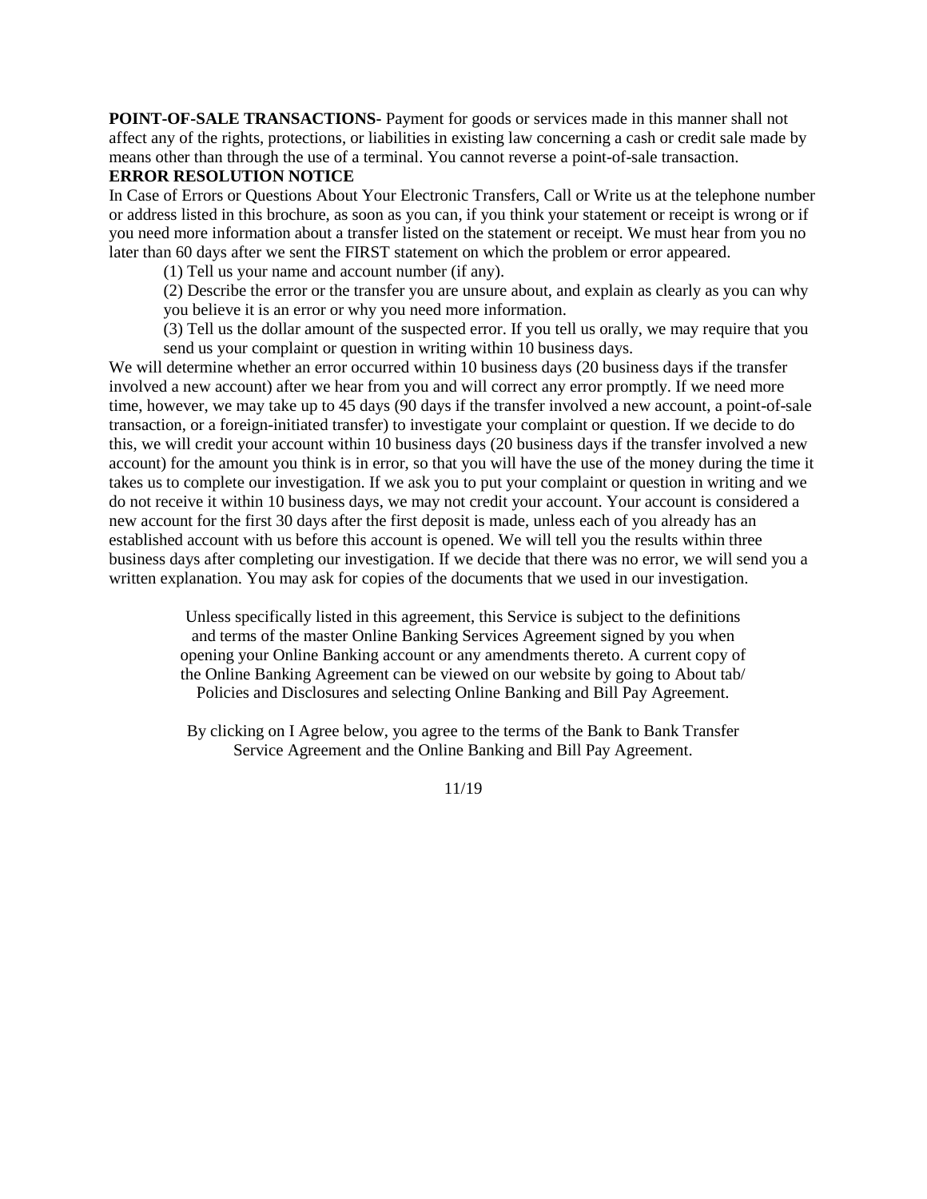**POINT-OF-SALE TRANSACTIONS-** Payment for goods or services made in this manner shall not affect any of the rights, protections, or liabilities in existing law concerning a cash or credit sale made by means other than through the use of a terminal. You cannot reverse a point-of-sale transaction.

**ERROR RESOLUTION NOTICE**

In Case of Errors or Questions About Your Electronic Transfers, Call or Write us at the telephone number or address listed in this brochure, as soon as you can, if you think your statement or receipt is wrong or if you need more information about a transfer listed on the statement or receipt. We must hear from you no later than 60 days after we sent the FIRST statement on which the problem or error appeared.

(1) Tell us your name and account number (if any).

(2) Describe the error or the transfer you are unsure about, and explain as clearly as you can why you believe it is an error or why you need more information.

(3) Tell us the dollar amount of the suspected error. If you tell us orally, we may require that you send us your complaint or question in writing within 10 business days.

We will determine whether an error occurred within 10 business days (20 business days if the transfer involved a new account) after we hear from you and will correct any error promptly. If we need more time, however, we may take up to 45 days (90 days if the transfer involved a new account, a point-of-sale transaction, or a foreign-initiated transfer) to investigate your complaint or question. If we decide to do this, we will credit your account within 10 business days (20 business days if the transfer involved a new account) for the amount you think is in error, so that you will have the use of the money during the time it takes us to complete our investigation. If we ask you to put your complaint or question in writing and we do not receive it within 10 business days, we may not credit your account. Your account is considered a new account for the first 30 days after the first deposit is made, unless each of you already has an established account with us before this account is opened. We will tell you the results within three business days after completing our investigation. If we decide that there was no error, we will send you a written explanation. You may ask for copies of the documents that we used in our investigation.

Unless specifically listed in this agreement, this Service is subject to the definitions and terms of the master Online Banking Services Agreement signed by you when opening your Online Banking account or any amendments thereto. A current copy of the Online Banking Agreement can be viewed on our website by going to About tab/ Policies and Disclosures and selecting Online Banking and Bill Pay Agreement.

By clicking on I Agree below, you agree to the terms of the Bank to Bank Transfer Service Agreement and the Online Banking and Bill Pay Agreement.

11/19